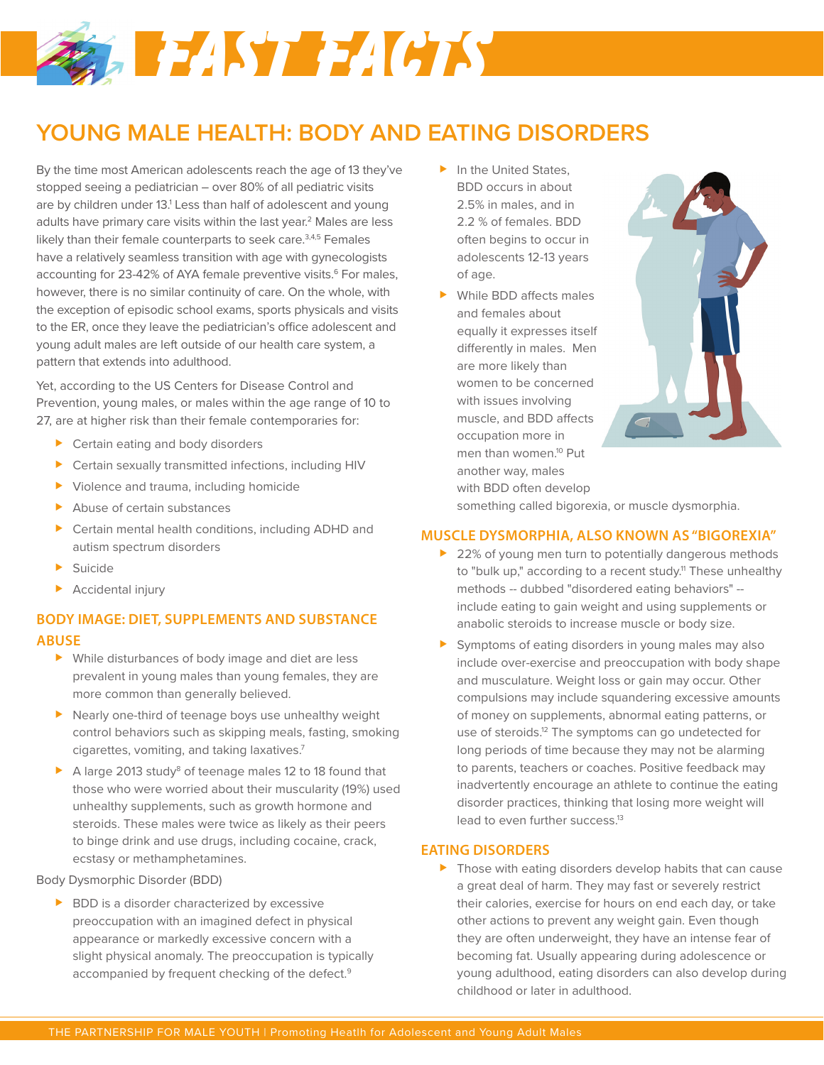# FAST FACTS

## YOUNG MALE HEALTH: BODY AND EATING DISORDERS

By the time most American adolescents reach the age of 13 they've stopped seeing a pediatrician – over 80% of all pediatric visits are by children under 13.[1] Less than half of adolescent and young adults have primary care visits within the last year.[2] Males are less likely than their female counterparts to seek care.[3,4,5] Females have a relatively seamless transition with age with gynecologists accounting for 23-42% of AYA female preventive visits.[6] For males, however, there is no similar continuity of care. On the whole, with the exception of episodic school exams, sports physicals and visits to the ER, once they leave the pediatrician's office adolescent and young adult males are left outside of our health care system, a pattern that extends into adulthood.

Yet, according to the US Centers for Disease Control and Prevention, young males, or males within the age range of 10 to 27, are at higher risk than their female contemporaries for:

- Certain eating and body disorders
- Certain sexually transmitted infections, including HIV
- Violence and trauma, including homicide
- Abuse of certain substances
- Certain mental health conditions, including ADHD and autism spectrum disorders
- Suicide
- Accidental injury

### BODY IMAGE: DIET, SUPPLEMENTS AND SUBSTANCE ABUSE

- While disturbances of body image and diet are less prevalent in young males than young females, they are more common than generally believed.
- Nearly one-third of teenage boys use unhealthy weight control behaviors such as skipping meals, fasting, smoking cigarettes, vomiting, and taking laxatives.[7]
- A large 2013 study[8] of teenage males 12 to 18 found that those who were worried about their muscularity (19%) used unhealthy supplements, such as growth hormone and steroids. These males were twice as likely as their peers to binge drink and use drugs, including cocaine, crack, ecstasy or methamphetamines.

Body Dysmorphic Disorder (BDD)

- BDD is a disorder characterized by excessive preoccupation with an imagined defect in physical appearance or markedly excessive concern with a slight physical anomaly. The preoccupation is typically accompanied by frequent checking of the defect.[9]
- In the United States, BDD occurs in about 2.5% in males, and in 2.2 % of females. BDD often begins to occur in adolescents 12-13 years of age.
- While BDD affects males and females about equally it expresses itself differently in males. Men are more likely than women to be concerned with issues involving muscle, and BDD affects occupation more in men than women.[10] Put another way, males with BDD often develop something called bigorexia, or muscle dysmorphia.

### MUSCLE DYSMORPHIA, ALSO KNOWN AS "BIGOREXIA"

- 22% of young men turn to potentially dangerous methods to "bulk up," according to a recent study.[11] These unhealthy methods -- dubbed "disordered eating behaviors" -- include eating to gain weight and using supplements or anabolic steroids to increase muscle or body size.
- Symptoms of eating disorders in young males may also include over-exercise and preoccupation with body shape and musculature. Weight loss or gain may occur. Other compulsions may include squandering excessive amounts of money on supplements, abnormal eating patterns, or use of steroids.[12] The symptoms can go undetected for long periods of time because they may not be alarming to parents, teachers or coaches. Positive feedback may inadvertently encourage an athlete to continue the eating disorder practices, thinking that losing more weight will lead to even further success.[13]

### EATING DISORDERS

- Those with eating disorders develop habits that can cause a great deal of harm. They may fast or severely restrict their calories, exercise for hours on end each day, or take other actions to prevent any weight gain. Even though they are often underweight, they have an intense fear of becoming fat. Usually appearing during adolescence or young adulthood, eating disorders can also develop during childhood or later in adulthood.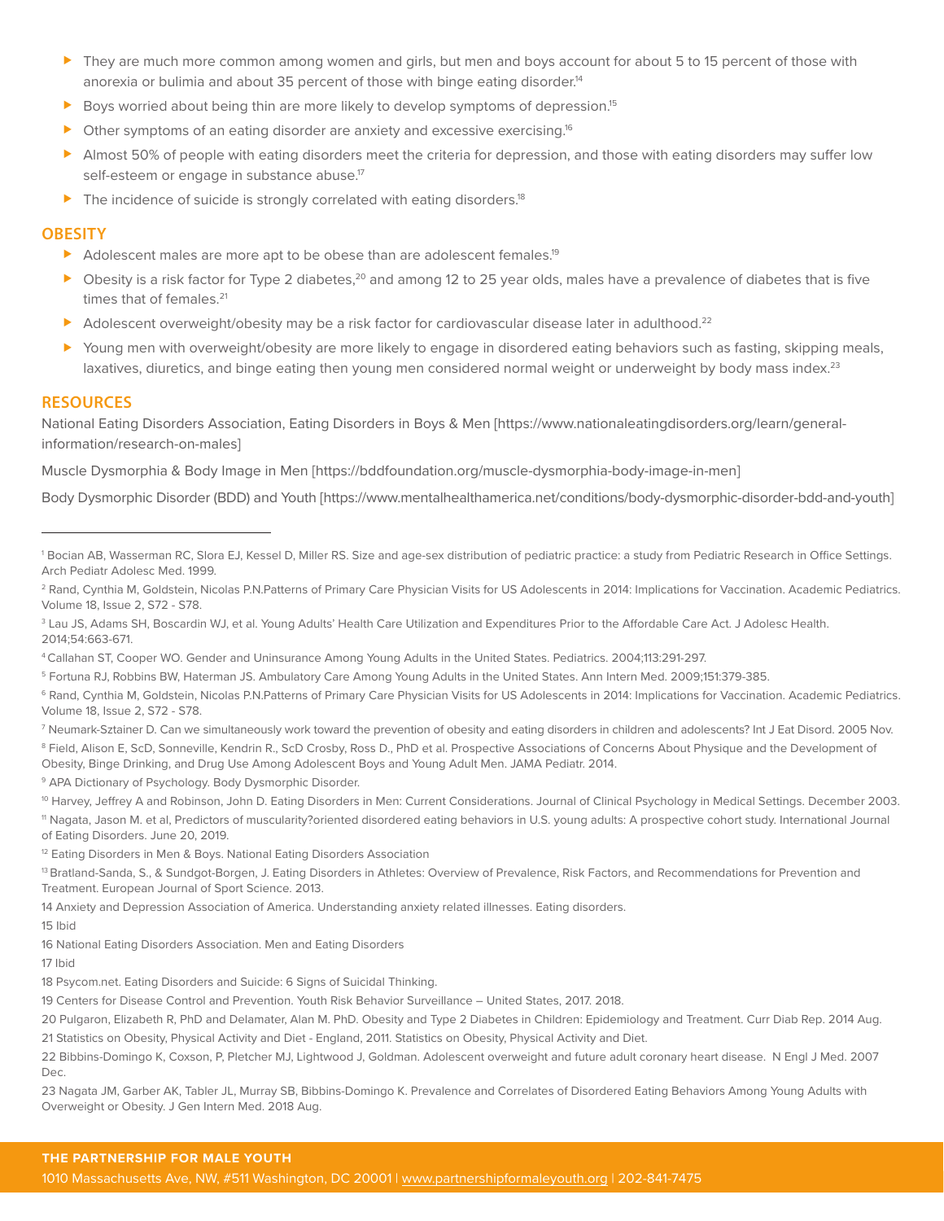- They are much more common among women and girls, but men and boys account for about 5 to 15 percent of those with anorexia or bulimia and about 35 percent of those with binge eating disorder.[14]
- Boys worried about being thin are more likely to develop symptoms of depression.[15]
- Other symptoms of an eating disorder are anxiety and excessive exercising.[16]
- Almost 50% of people with eating disorders meet the criteria for depression, and those with eating disorders may suffer low self-esteem or engage in substance abuse.[17]
- The incidence of suicide is strongly correlated with eating disorders.[18]

## OBESITY

- Adolescent males are more apt to be obese than are adolescent females.[19]
- Obesity is a risk factor for Type 2 diabetes,[20] and among 12 to 25 year olds, males have a prevalence of diabetes that is five times that of females.[21]
- Adolescent overweight/obesity may be a risk factor for cardiovascular disease later in adulthood.[22]
- Young men with overweight/obesity are more likely to engage in disordered eating behaviors such as fasting, skipping meals, laxatives, diuretics, and binge eating then young men considered normal weight or underweight by body mass index.[23]

## RESOURCES

National Eating Disorders Association, Eating Disorders in Boys & Men [https://www.nationaleatingdisorders.org/learn/general-information/research-on-males]

Muscle Dysmorphia & Body Image in Men [https://bddfoundation.org/muscle-dysmorphia-body-image-in-men]

Body Dysmorphic Disorder (BDD) and Youth [https://www.mentalhealthamerica.net/conditions/body-dysmorphic-disorder-bdd-and-youth]

---

1 Bocian AB, Wasserman RC, Slora EJ, Kessel D, Miller RS. Size and age-sex distribution of pediatric practice: a study from Pediatric Research in Office Settings. Arch Pediatr Adolesc Med. 1999.

2 Rand, Cynthia M, Goldstein, Nicolas P.N.Patterns of Primary Care Physician Visits for US Adolescents in 2014: Implications for Vaccination. Academic Pediatrics. Volume 18, Issue 2, S72 - S78.

3 Lau JS, Adams SH, Boscardin WJ, et al. Young Adults' Health Care Utilization and Expenditures Prior to the Affordable Care Act. J Adolesc Health. 2014;54:663-671.

4 Callahan ST, Cooper WO. Gender and Uninsurance Among Young Adults in the United States. Pediatrics. 2004;113:291-297.

5 Fortuna RJ, Robbins BW, Haterman JS. Ambulatory Care Among Young Adults in the United States. Ann Intern Med. 2009;151:379-385.

6 Rand, Cynthia M, Goldstein, Nicolas P.N.Patterns of Primary Care Physician Visits for US Adolescents in 2014: Implications for Vaccination. Academic Pediatrics. Volume 18, Issue 2, S72 - S78.

7 Neumark-Sztainer D. Can we simultaneously work toward the prevention of obesity and eating disorders in children and adolescents? Int J Eat Disord. 2005 Nov.

8 Field, Alison E, ScD, Sonneville, Kendrin R., ScD Crosby, Ross D., PhD et al. Prospective Associations of Concerns About Physique and the Development of Obesity, Binge Drinking, and Drug Use Among Adolescent Boys and Young Adult Men. JAMA Pediatr. 2014.

9 APA Dictionary of Psychology. Body Dysmorphic Disorder.

10 Harvey, Jeffrey A and Robinson, John D. Eating Disorders in Men: Current Considerations. Journal of Clinical Psychology in Medical Settings. December 2003.

11 Nagata, Jason M. et al, Predictors of muscularity?oriented disordered eating behaviors in U.S. young adults: A prospective cohort study. International Journal of Eating Disorders. June 20, 2019.

12 Eating Disorders in Men & Boys. National Eating Disorders Association

13 Bratland-Sanda, S., & Sundgot-Borgen, J. Eating Disorders in Athletes: Overview of Prevalence, Risk Factors, and Recommendations for Prevention and Treatment. European Journal of Sport Science. 2013.

14 Anxiety and Depression Association of America. Understanding anxiety related illnesses. Eating disorders.

15 Ibid

16 National Eating Disorders Association. Men and Eating Disorders

17 Ibid

18 Psycom.net. Eating Disorders and Suicide: 6 Signs of Suicidal Thinking.

19 Centers for Disease Control and Prevention. Youth Risk Behavior Surveillance – United States, 2017. 2018.

20 Pulgaron, Elizabeth R, PhD and Delamater, Alan M. PhD. Obesity and Type 2 Diabetes in Children: Epidemiology and Treatment. Curr Diab Rep. 2014 Aug.

21 Statistics on Obesity, Physical Activity and Diet - England, 2011. Statistics on Obesity, Physical Activity and Diet.

22 Bibbins-Domingo K, Coxson, P, Pletcher MJ, Lightwood J, Goldman. Adolescent overweight and future adult coronary heart disease. N Engl J Med. 2007 Dec.

23 Nagata JM, Garber AK, Tabler JL, Murray SB, Bibbins-Domingo K. Prevalence and Correlates of Disordered Eating Behaviors Among Young Adults with Overweight or Obesity. J Gen Intern Med. 2018 Aug.

**THE PARTNERSHIP FOR MALE YOUTH**

1010 Massachusetts Ave, NW, #511 Washington, DC 20001 | www.partnershipformaleyouth.org | 202-841-7475